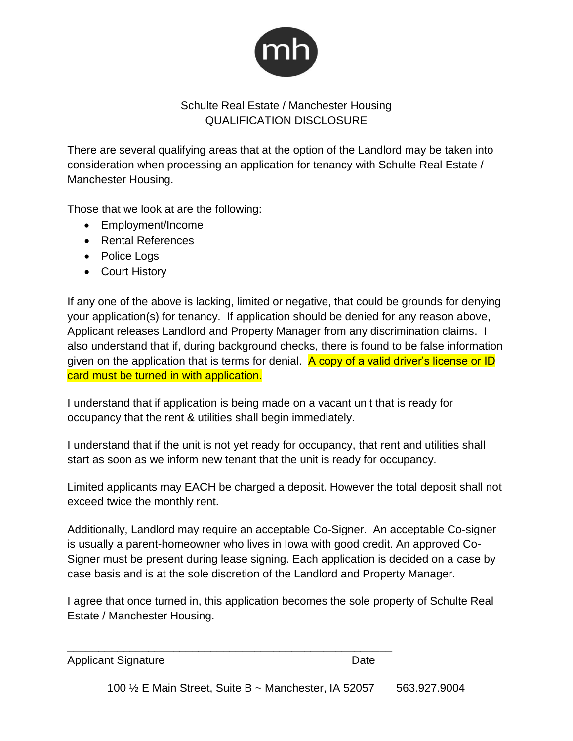Schulte Real Estate / Manchester Housing
QUALIFICATION DISCLOSURE

There are several qualifying areas that at the option of the Landlord may be taken into consideration when processing an application for tenancy with Schulte Real Estate / Manchester Housing.

Those that we look at are the following:

- Employment/Income
- Rental References
- Police Logs
- Court History

If any one of the above is lacking, limited or negative, that could be grounds for denying your application(s) for tenancy. If application should be denied for any reason above, Applicant releases Landlord and Property Manager from any discrimination claims. I also understand that if, during background checks, there is found to be false information given on the application that is terms for denial. A copy of a valid driver's license or ID card must be turned in with application.

I understand that if application is being made on a vacant unit that is ready for occupancy that the rent & utilities shall begin immediately.

I understand that if the unit is not yet ready for occupancy, that rent and utilities shall start as soon as we inform new tenant that the unit is ready for occupancy.

Limited applicants may EACH be charged a deposit. However the total deposit shall not exceed twice the monthly rent.

Additionally, Landlord may require an acceptable Co-Signer. An acceptable Co-signer is usually a parent-homeowner who lives in Iowa with good credit. An approved Co-Signer must be present during lease signing. Each application is decided on a case by case basis and is at the sole discretion of the Landlord and Property Manager.

I agree that once turned in, this application becomes the sole property of Schulte Real Estate / Manchester Housing.

_______________________________________________________

Applicant Signature Date

100 ½ E Main Street, Suite B ~ Manchester, IA 52057 563.927.9004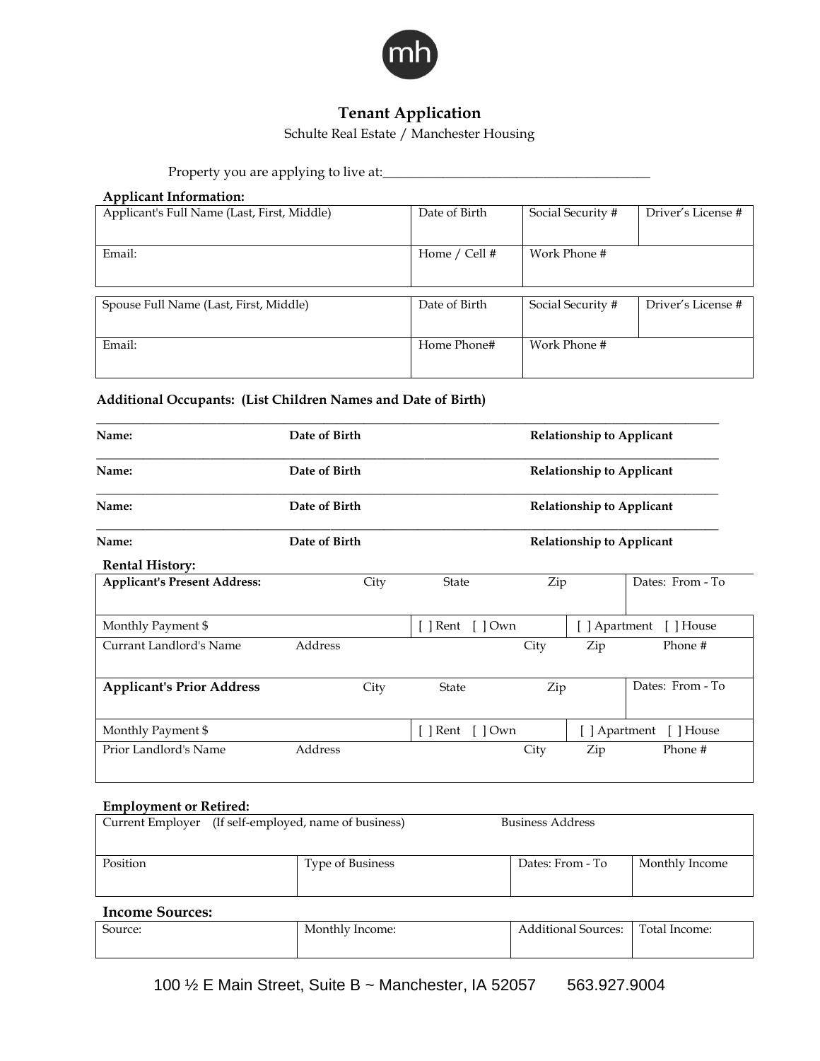mh

# Tenant Application

Schulte Real Estate / Manchester Housing

Property you are applying to live at:_______________________________________

**Applicant Information:**

| Applicant's Full Name (Last, First, Middle) | Date of Birth | Social Security # | Driver's License # |
|---|---|---|---|
| Email: | Home / Cell # | Work Phone # | |

| Spouse Full Name (Last, First, Middle) | Date of Birth | Social Security # | Driver's License # |
|---|---|---|---|
| Email: | Home Phone# | Work Phone # | |

**Additional Occupants: (List Children Names and Date of Birth)**

_______________________________________________________________________________

**Name:** **Date of Birth** **Relationship to Applicant**

_______________________________________________________________________________

**Name:** **Date of Birth** **Relationship to Applicant**

_______________________________________________________________________________

**Name:** **Date of Birth** **Relationship to Applicant**

_______________________________________________________________________________

**Name:** **Date of Birth** **Relationship to Applicant**

**Rental History:**

| **Applicant's Present Address:** City State Zip | | Dates: From - To |
|---|---|---|
| Monthly Payment $ | [ ] Rent [ ] Own | [ ] Apartment [ ] House |
| Currant Landlord's Name Address City Zip Phone # | | |
| **Applicant's Prior Address** City State Zip | | Dates: From - To |
| Monthly Payment $ | [ ] Rent [ ] Own | [ ] Apartment [ ] House |
| Prior Landlord's Name Address City Zip Phone # | | |

**Employment or Retired:**

| Current Employer (If self-employed, name of business) | | Business Address | |
|---|---|---|---|
| Position | Type of Business | Dates: From - To | Monthly Income |

**Income Sources:**

| Source: | Monthly Income: | Additional Sources: | Total Income: |
|---|---|---|---|

100 ½ E Main Street, Suite B ~ Manchester, IA 52057 563.927.9004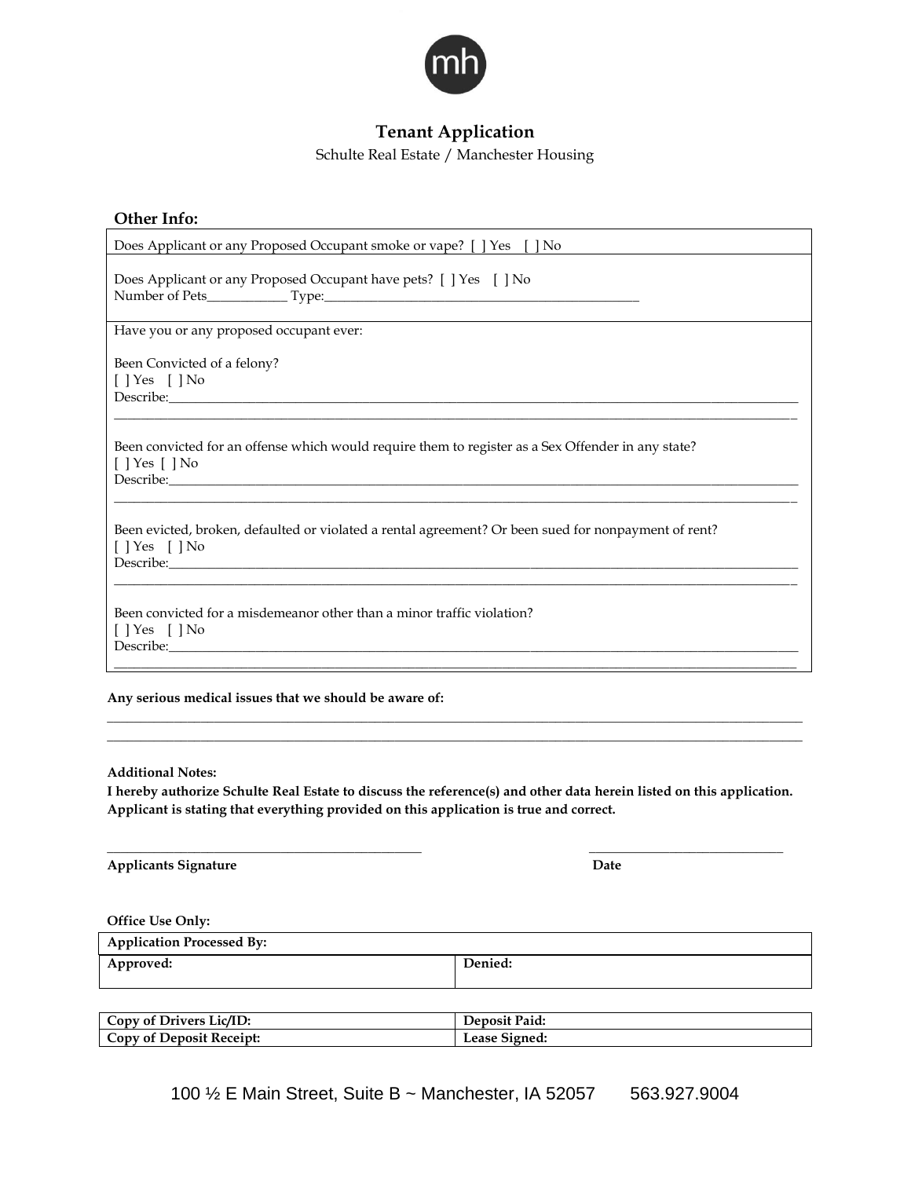## Tenant Application

Schulte Real Estate / Manchester Housing

**Other Info:**

Does Applicant or any Proposed Occupant smoke or vape? [ ] Yes [ ] No

Does Applicant or any Proposed Occupant have pets? [ ] Yes [ ] No
Number of Pets____________ Type:_______________________________________________

Have you or any proposed occupant ever:

Been Convicted of a felony?
[ ] Yes [ ] No
Describe:__________________________________________________________________________________________________
___________________________________________________________________________________________________________

Been convicted for an offense which would require them to register as a Sex Offender in any state?
[ ] Yes [ ] No
Describe:__________________________________________________________________________________________________
___________________________________________________________________________________________________________

Been evicted, broken, defaulted or violated a rental agreement? Or been sued for nonpayment of rent?
[ ] Yes [ ] No
Describe:__________________________________________________________________________________________________
___________________________________________________________________________________________________________

Been convicted for a misdemeanor other than a minor traffic violation?
[ ] Yes [ ] No
Describe:__________________________________________________________________________________________________
___________________________________________________________________________________________________________

**Any serious medical issues that we should be aware of:**

___________________________________________________________________________________________________________
___________________________________________________________________________________________________________

**Additional Notes:**

**I hereby authorize Schulte Real Estate to discuss the reference(s) and other data herein listed on this application. Applicant is stating that everything provided on this application is true and correct.**

________________________________________________ ______________________________

**Applicants Signature** **Date**

**Office Use Only:**

| | |
|---|---|
| **Application Processed By:** | |
| **Approved:** | **Denied:** |

| | |
|---|---|
| **Copy of Drivers Lic/ID:** | **Deposit Paid:** |
| **Copy of Deposit Receipt:** | **Lease Signed:** |

100 ½ E Main Street, Suite B ~ Manchester, IA 52057 563.927.9004